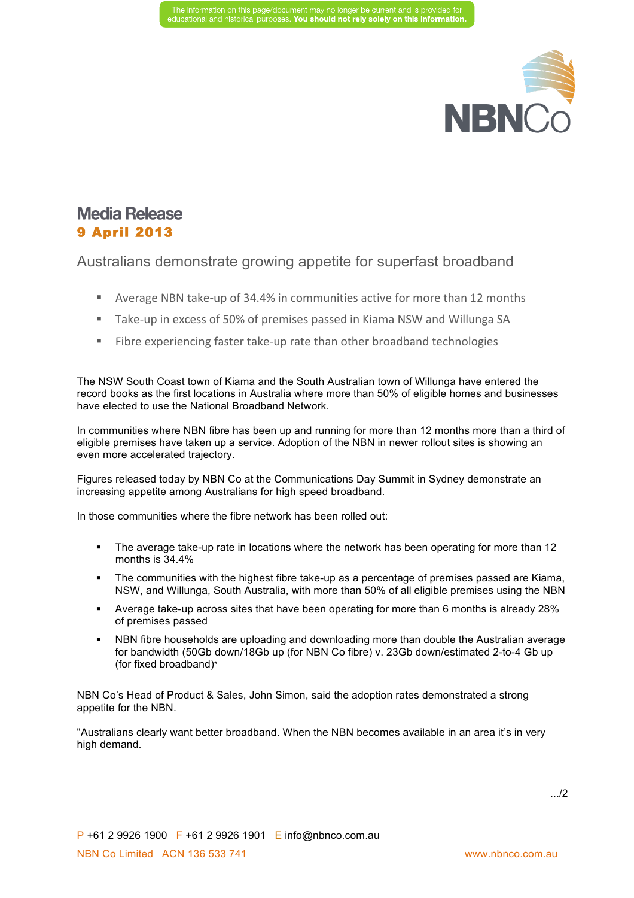The information on this page/document may no longer be current and is provided for educational and historical purposes. **You should not rely solely on this information.**

# Media Release

**9 April 2013**

## Australians demonstrate growing appetite for superfast broadband

- Average NBN take-up of 34.4% in communities active for more than 12 months
- Take-up in excess of 50% of premises passed in Kiama NSW and Willunga SA
- Fibre experiencing faster take-up rate than other broadband technologies

The NSW South Coast town of Kiama and the South Australian town of Willunga have entered the record books as the first locations in Australia where more than 50% of eligible homes and businesses have elected to use the National Broadband Network.

In communities where NBN fibre has been up and running for more than 12 months more than a third of eligible premises have taken up a service. Adoption of the NBN in newer rollout sites is showing an even more accelerated trajectory.

Figures released today by NBN Co at the Communications Day Summit in Sydney demonstrate an increasing appetite among Australians for high speed broadband.

In those communities where the fibre network has been rolled out:

- The average take-up rate in locations where the network has been operating for more than 12 months is 34.4%
- The communities with the highest fibre take-up as a percentage of premises passed are Kiama, NSW, and Willunga, South Australia, with more than 50% of all eligible premises using the NBN
- Average take-up across sites that have been operating for more than 6 months is already 28% of premises passed
- NBN fibre households are uploading and downloading more than double the Australian average for bandwidth (50Gb down/18Gb up (for NBN Co fibre) v. 23Gb down/estimated 2-to-4 Gb up (for fixed broadband)*

NBN Co's Head of Product & Sales, John Simon, said the adoption rates demonstrated a strong appetite for the NBN.

"Australians clearly want better broadband. When the NBN becomes available in an area it's in very high demand.

.../2

P +61 2 9926 1900 F +61 2 9926 1901 E info@nbnco.com.au

NBN Co Limited ACN 136 533 741 www.nbnco.com.au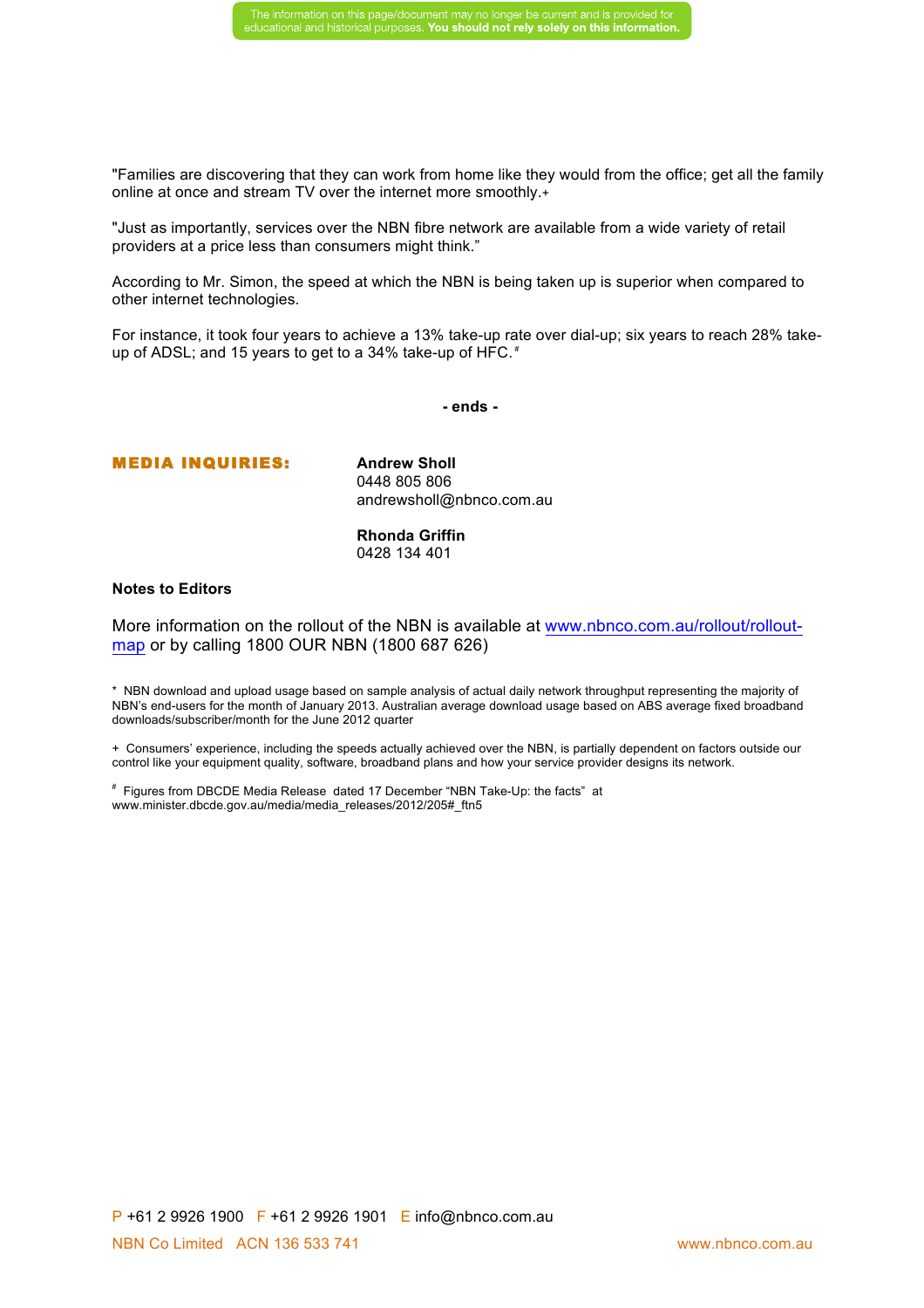"Families are discovering that they can work from home like they would from the office; get all the family online at once and stream TV over the internet more smoothly.+

"Just as importantly, services over the NBN fibre network are available from a wide variety of retail providers at a price less than consumers might think."

According to Mr. Simon, the speed at which the NBN is being taken up is superior when compared to other internet technologies.

For instance, it took four years to achieve a 13% take-up rate over dial-up; six years to reach 28% take-up of ADSL; and 15 years to get to a 34% take-up of HFC.#

**- ends -**

**MEDIA INQUIRIES:**

**Andrew Sholl**
0448 805 806
andrewsholl@nbnco.com.au

**Rhonda Griffin**
0428 134 401

**Notes to Editors**

More information on the rollout of the NBN is available at www.nbnco.com.au/rollout/rollout-map or by calling 1800 OUR NBN (1800 687 626)

* NBN download and upload usage based on sample analysis of actual daily network throughput representing the majority of NBN's end-users for the month of January 2013. Australian average download usage based on ABS average fixed broadband downloads/subscriber/month for the June 2012 quarter

+ Consumers' experience, including the speeds actually achieved over the NBN, is partially dependent on factors outside our control like your equipment quality, software, broadband plans and how your service provider designs its network.

# Figures from DBCDE Media Release dated 17 December "NBN Take-Up: the facts" at www.minister.dbcde.gov.au/media/media_releases/2012/205#_ftn5

P +61 2 9926 1900 F +61 2 9926 1901 E info@nbnco.com.au
NBN Co Limited ACN 136 533 741 www.nbnco.com.au